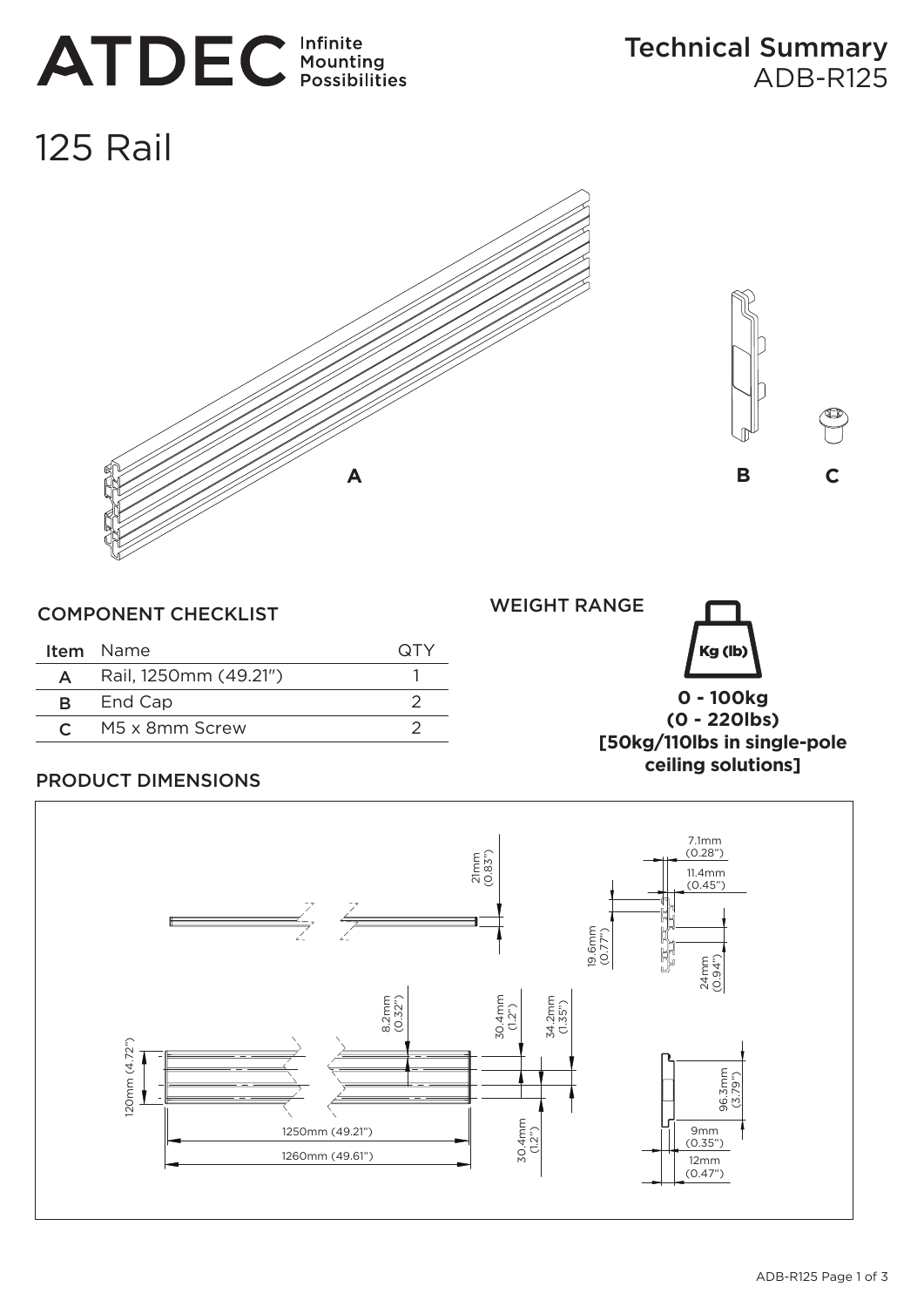# ATDEC Infinite Mounting Possibilities

## Technical Summary
ADB-R125

# 125 Rail

A B C

## COMPONENT CHECKLIST

| Item | Name | QTY |
|---|---|---|
| A | Rail, 1250mm (49.21") | 1 |
| B | End Cap | 2 |
| C | M5 x 8mm Screw | 2 |

## WEIGHT RANGE

Kg (lb)

**0 - 100kg (0 - 220lbs) [50kg/110lbs in single-pole ceiling solutions]**

## PRODUCT DIMENSIONS

21mm (0.83")

7.1mm (0.28")

11.4mm (0.45")

19.6mm (0.77")

24mm (0.94")

8.2mm (0.32")

30.4mm (1.2")

34.2mm (1.35")

120mm (4.72")

30.4mm (1.2")

1250mm (49.21")

1260mm (49.61")

96.3mm (3.79")

9mm (0.35")

12mm (0.47")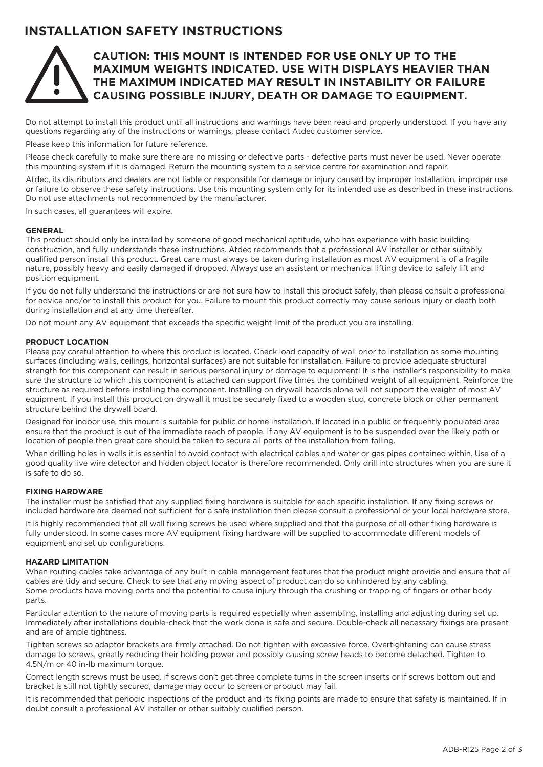# INSTALLATION SAFETY INSTRUCTIONS

**CAUTION: THIS MOUNT IS INTENDED FOR USE ONLY UP TO THE MAXIMUM WEIGHTS INDICATED. USE WITH DISPLAYS HEAVIER THAN THE MAXIMUM INDICATED MAY RESULT IN INSTABILITY OR FAILURE CAUSING POSSIBLE INJURY, DEATH OR DAMAGE TO EQUIPMENT.**

Do not attempt to install this product until all instructions and warnings have been read and properly understood. If you have any questions regarding any of the instructions or warnings, please contact Atdec customer service.

Please keep this information for future reference.

Please check carefully to make sure there are no missing or defective parts - defective parts must never be used. Never operate this mounting system if it is damaged. Return the mounting system to a service centre for examination and repair.

Atdec, its distributors and dealers are not liable or responsible for damage or injury caused by improper installation, improper use or failure to observe these safety instructions. Use this mounting system only for its intended use as described in these instructions. Do not use attachments not recommended by the manufacturer.

In such cases, all guarantees will expire.

### GENERAL

This product should only be installed by someone of good mechanical aptitude, who has experience with basic building construction, and fully understands these instructions. Atdec recommends that a professional AV installer or other suitably qualified person install this product. Great care must always be taken during installation as most AV equipment is of a fragile nature, possibly heavy and easily damaged if dropped. Always use an assistant or mechanical lifting device to safely lift and position equipment.

If you do not fully understand the instructions or are not sure how to install this product safely, then please consult a professional for advice and/or to install this product for you. Failure to mount this product correctly may cause serious injury or death both during installation and at any time thereafter.

Do not mount any AV equipment that exceeds the specific weight limit of the product you are installing.

### PRODUCT LOCATION

Please pay careful attention to where this product is located. Check load capacity of wall prior to installation as some mounting surfaces (including walls, ceilings, horizontal surfaces) are not suitable for installation. Failure to provide adequate structural strength for this component can result in serious personal injury or damage to equipment! It is the installer's responsibility to make sure the structure to which this component is attached can support five times the combined weight of all equipment. Reinforce the structure as required before installing the component. Installing on drywall boards alone will not support the weight of most AV equipment. If you install this product on drywall it must be securely fixed to a wooden stud, concrete block or other permanent structure behind the drywall board.

Designed for indoor use, this mount is suitable for public or home installation. If located in a public or frequently populated area ensure that the product is out of the immediate reach of people. If any AV equipment is to be suspended over the likely path or location of people then great care should be taken to secure all parts of the installation from falling.

When drilling holes in walls it is essential to avoid contact with electrical cables and water or gas pipes contained within. Use of a good quality live wire detector and hidden object locator is therefore recommended. Only drill into structures when you are sure it is safe to do so.

### FIXING HARDWARE

The installer must be satisfied that any supplied fixing hardware is suitable for each specific installation. If any fixing screws or included hardware are deemed not sufficient for a safe installation then please consult a professional or your local hardware store.

It is highly recommended that all wall fixing screws be used where supplied and that the purpose of all other fixing hardware is fully understood. In some cases more AV equipment fixing hardware will be supplied to accommodate different models of equipment and set up configurations.

### HAZARD LIMITATION

When routing cables take advantage of any built in cable management features that the product might provide and ensure that all cables are tidy and secure. Check to see that any moving aspect of product can do so unhindered by any cabling.
Some products have moving parts and the potential to cause injury through the crushing or trapping of fingers or other body parts.

Particular attention to the nature of moving parts is required especially when assembling, installing and adjusting during set up. Immediately after installations double-check that the work done is safe and secure. Double-check all necessary fixings are present and are of ample tightness.

Tighten screws so adaptor brackets are firmly attached. Do not tighten with excessive force. Overtightening can cause stress damage to screws, greatly reducing their holding power and possibly causing screw heads to become detached. Tighten to 4.5N/m or 40 in-lb maximum torque.

Correct length screws must be used. If screws don't get three complete turns in the screen inserts or if screws bottom out and bracket is still not tightly secured, damage may occur to screen or product may fail.

It is recommended that periodic inspections of the product and its fixing points are made to ensure that safety is maintained. If in doubt consult a professional AV installer or other suitably qualified person.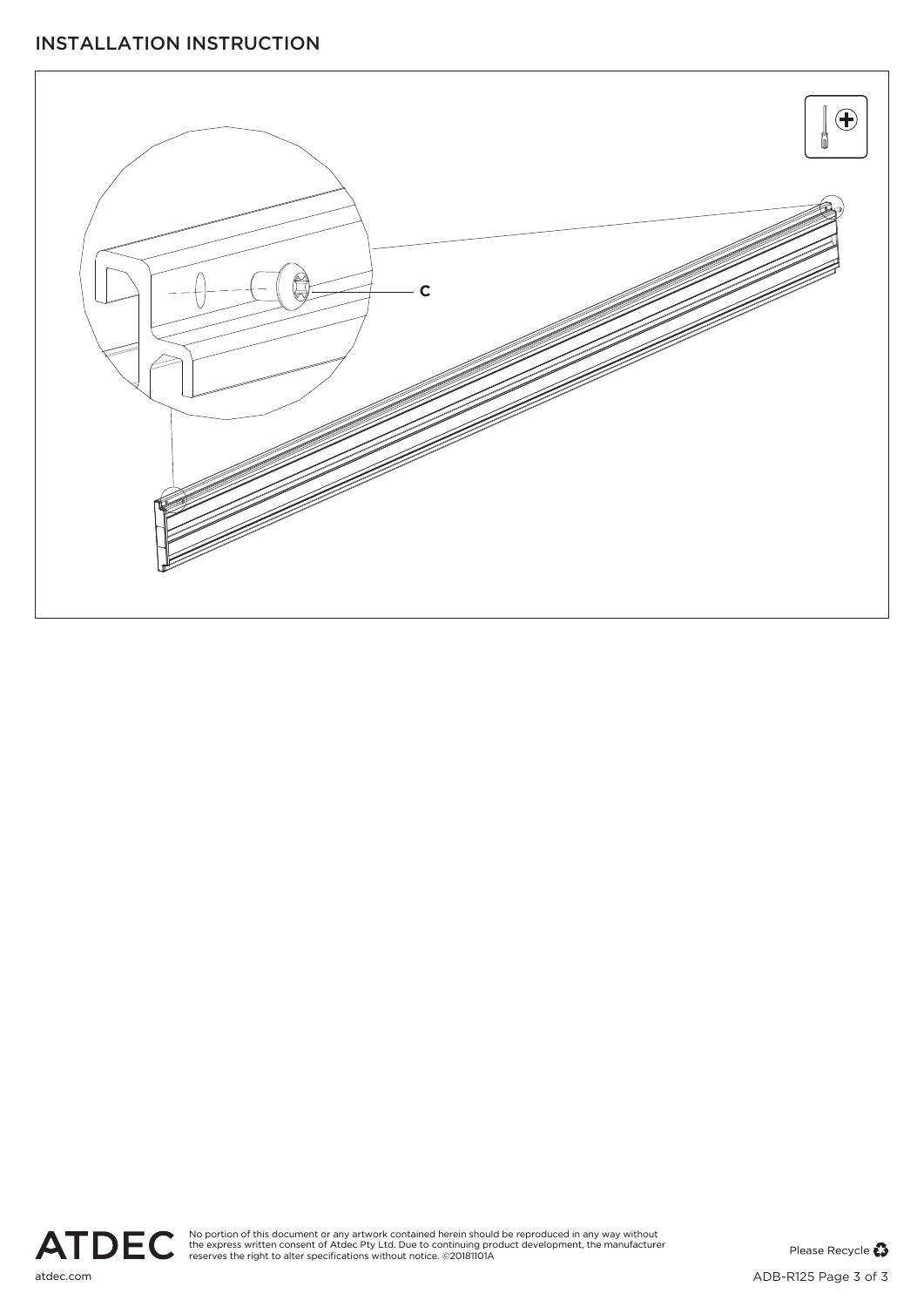# INSTALLATION INSTRUCTION

C

No portion of this document or any artwork contained herein should be reproduced in any way without the express written consent of Atdec Pty Ltd. Due to continuing product development, the manufacturer reserves the right to alter specifications without notice. ©20181101A

Please Recycle